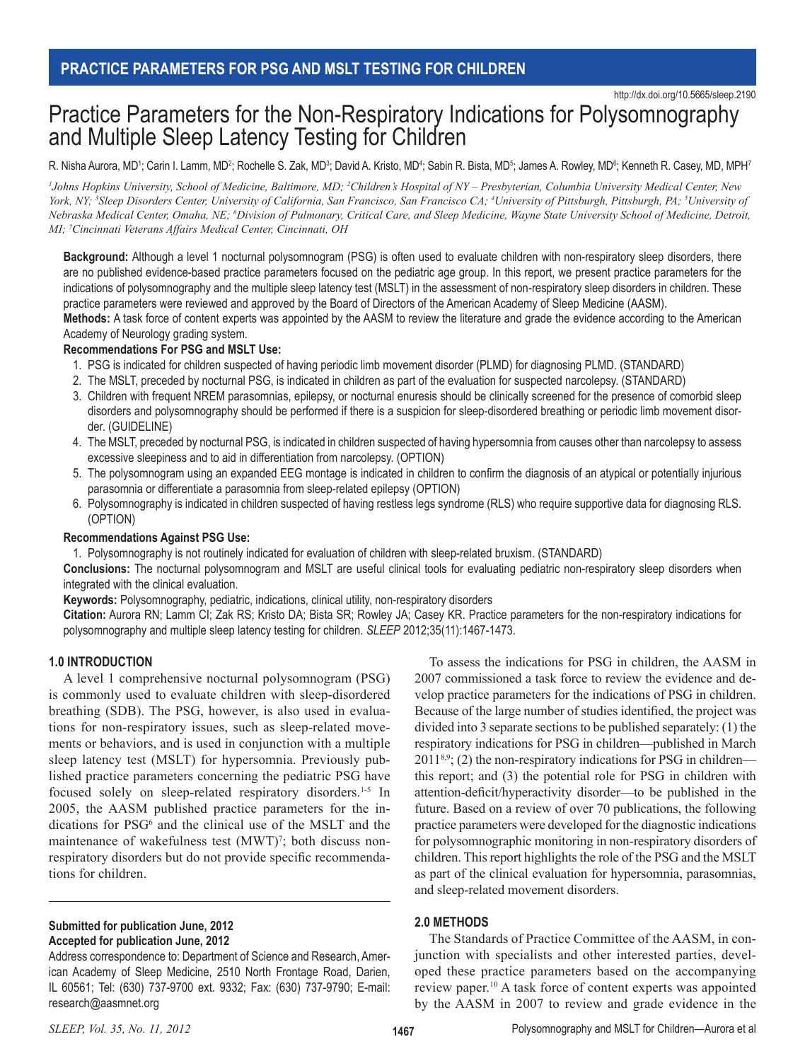# Practice Parameters for the Non-Respiratory Indications for Polysomnography and Multiple Sleep Latency Testing for Children

R. Nisha Aurora, MD[1]; Carin I. Lamm, MD[2]; Rochelle S. Zak, MD[3]; David A. Kristo, MD[4]; Sabin R. Bista, MD[5]; James A. Rowley, MD[6]; Kenneth R. Casey, MD, MPH[7]

*[1]Johns Hopkins University, School of Medicine, Baltimore, MD; [2]Children's Hospital of NY – Presbyterian, Columbia University Medical Center, New York, NY; [3]Sleep Disorders Center, University of California, San Francisco, San Francisco CA; [4]University of Pittsburgh, Pittsburgh, PA; [5]University of Nebraska Medical Center, Omaha, NE; [6]Division of Pulmonary, Critical Care, and Sleep Medicine, Wayne State University School of Medicine, Detroit, MI; [7]Cincinnati Veterans Affairs Medical Center, Cincinnati, OH*

**Background:** Although a level 1 nocturnal polysomnogram (PSG) is often used to evaluate children with non-respiratory sleep disorders, there are no published evidence-based practice parameters focused on the pediatric age group. In this report, we present practice parameters for the indications of polysomnography and the multiple sleep latency test (MSLT) in the assessment of non-respiratory sleep disorders in children. These practice parameters were reviewed and approved by the Board of Directors of the American Academy of Sleep Medicine (AASM).

**Methods:** A task force of content experts was appointed by the AASM to review the literature and grade the evidence according to the American Academy of Neurology grading system.

**Recommendations For PSG and MSLT Use:**

1. PSG is indicated for children suspected of having periodic limb movement disorder (PLMD) for diagnosing PLMD. (STANDARD)
2. The MSLT, preceded by nocturnal PSG, is indicated in children as part of the evaluation for suspected narcolepsy. (STANDARD)
3. Children with frequent NREM parasomnias, epilepsy, or nocturnal enuresis should be clinically screened for the presence of comorbid sleep disorders and polysomnography should be performed if there is a suspicion for sleep-disordered breathing or periodic limb movement disorder. (GUIDELINE)
4. The MSLT, preceded by nocturnal PSG, is indicated in children suspected of having hypersomnia from causes other than narcolepsy to assess excessive sleepiness and to aid in differentiation from narcolepsy. (OPTION)
5. The polysomnogram using an expanded EEG montage is indicated in children to confirm the diagnosis of an atypical or potentially injurious parasomnia or differentiate a parasomnia from sleep-related epilepsy (OPTION)
6. Polysomnography is indicated in children suspected of having restless legs syndrome (RLS) who require supportive data for diagnosing RLS. (OPTION)

**Recommendations Against PSG Use:**

1. Polysomnography is not routinely indicated for evaluation of children with sleep-related bruxism. (STANDARD)

**Conclusions:** The nocturnal polysomnogram and MSLT are useful clinical tools for evaluating pediatric non-respiratory sleep disorders when integrated with the clinical evaluation.

**Keywords:** Polysomnography, pediatric, indications, clinical utility, non-respiratory disorders

**Citation:** Aurora RN; Lamm CI; Zak RS; Kristo DA; Bista SR; Rowley JA; Casey KR. Practice parameters for the non-respiratory indications for polysomnography and multiple sleep latency testing for children. *SLEEP* 2012;35(11):1467-1473.

## 1.0 INTRODUCTION

A level 1 comprehensive nocturnal polysomnogram (PSG) is commonly used to evaluate children with sleep-disordered breathing (SDB). The PSG, however, is also used in evaluations for non-respiratory issues, such as sleep-related movements or behaviors, and is used in conjunction with a multiple sleep latency test (MSLT) for hypersomnia. Previously published practice parameters concerning the pediatric PSG have focused solely on sleep-related respiratory disorders.[1-5] In 2005, the AASM published practice parameters for the indications for PSG[6] and the clinical use of the MSLT and the maintenance of wakefulness test (MWT)[7]; both discuss non-respiratory disorders but do not provide specific recommendations for children.

To assess the indications for PSG in children, the AASM in 2007 commissioned a task force to review the evidence and develop practice parameters for the indications of PSG in children. Because of the large number of studies identified, the project was divided into 3 separate sections to be published separately: (1) the respiratory indications for PSG in children—published in March 2011[8,9]; (2) the non-respiratory indications for PSG in children—this report; and (3) the potential role for PSG in children with attention-deficit/hyperactivity disorder—to be published in the future. Based on a review of over 70 publications, the following practice parameters were developed for the diagnostic indications for polysomnographic monitoring in non-respiratory disorders of children. This report highlights the role of the PSG and the MSLT as part of the clinical evaluation for hypersomnia, parasomnias, and sleep-related movement disorders.

## 2.0 METHODS

The Standards of Practice Committee of the AASM, in conjunction with specialists and other interested parties, developed these practice parameters based on the accompanying review paper.[10] A task force of content experts was appointed by the AASM in 2007 to review and grade evidence in the

**Submitted for publication June, 2012**
**Accepted for publication June, 2012**

Address correspondence to: Department of Science and Research, American Academy of Sleep Medicine, 2510 North Frontage Road, Darien, IL 60561; Tel: (630) 737-9700 ext. 9332; Fax: (630) 737-9790; E-mail: research@aasmnet.org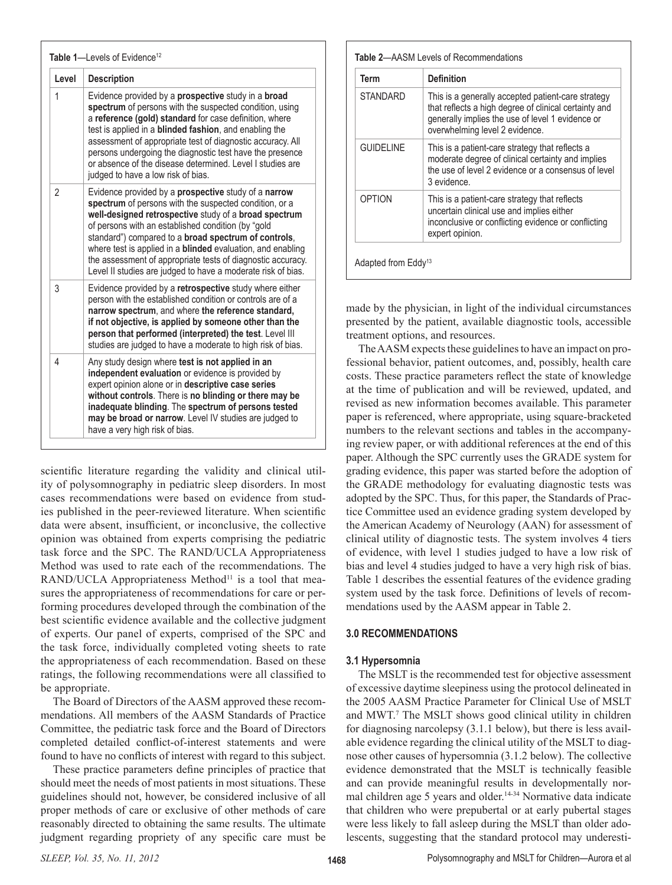**Table 1**—Levels of Evidence[12]

| Level | Description |
|---|---|
| 1 | Evidence provided by a **prospective** study in a **broad spectrum** of persons with the suspected condition, using a **reference (gold) standard** for case definition, where test is applied in a **blinded fashion**, and enabling the assessment of appropriate test of diagnostic accuracy. All persons undergoing the diagnostic test have the presence or absence of the disease determined. Level I studies are judged to have a low risk of bias. |
| 2 | Evidence provided by a **prospective** study of a **narrow spectrum** of persons with the suspected condition, or a **well-designed retrospective** study of a **broad spectrum** of persons with an established condition (by "gold standard") compared to a **broad spectrum of controls**, where test is applied in a **blinded** evaluation, and enabling the assessment of appropriate tests of diagnostic accuracy. Level II studies are judged to have a moderate risk of bias. |
| 3 | Evidence provided by a **retrospective** study where either person with the established condition or controls are of a **narrow spectrum**, and where **the reference standard, if not objective, is applied by someone other than the person that performed (interpreted) the test**. Level III studies are judged to have a moderate to high risk of bias. |
| 4 | Any study design where **test is not applied in an independent evaluation** or evidence is provided by expert opinion alone or in **descriptive case series without controls**. There is **no blinding or there may be inadequate blinding**. The **spectrum of persons tested may be broad or narrow**. Level IV studies are judged to have a very high risk of bias. |

scientific literature regarding the validity and clinical utility of polysomnography in pediatric sleep disorders. In most cases recommendations were based on evidence from studies published in the peer-reviewed literature. When scientific data were absent, insufficient, or inconclusive, the collective opinion was obtained from experts comprising the pediatric task force and the SPC. The RAND/UCLA Appropriateness Method was used to rate each of the recommendations. The RAND/UCLA Appropriateness Method[11] is a tool that measures the appropriateness of recommendations for care or performing procedures developed through the combination of the best scientific evidence available and the collective judgment of experts. Our panel of experts, comprised of the SPC and the task force, individually completed voting sheets to rate the appropriateness of each recommendation. Based on these ratings, the following recommendations were all classified to be appropriate.

The Board of Directors of the AASM approved these recommendations. All members of the AASM Standards of Practice Committee, the pediatric task force and the Board of Directors completed detailed conflict-of-interest statements and were found to have no conflicts of interest with regard to this subject.

These practice parameters define principles of practice that should meet the needs of most patients in most situations. These guidelines should not, however, be considered inclusive of all proper methods of care or exclusive of other methods of care reasonably directed to obtaining the same results. The ultimate judgment regarding propriety of any specific care must be made by the physician, in light of the individual circumstances presented by the patient, available diagnostic tools, accessible treatment options, and resources.

**Table 2**—AASM Levels of Recommendations

| Term | Definition |
|---|---|
| STANDARD | This is a generally accepted patient-care strategy that reflects a high degree of clinical certainty and generally implies the use of level 1 evidence or overwhelming level 2 evidence. |
| GUIDELINE | This is a patient-care strategy that reflects a moderate degree of clinical certainty and implies the use of level 2 evidence or a consensus of level 3 evidence. |
| OPTION | This is a patient-care strategy that reflects uncertain clinical use and implies either inconclusive or conflicting evidence or conflicting expert opinion. |

Adapted from Eddy[13]

The AASM expects these guidelines to have an impact on professional behavior, patient outcomes, and, possibly, health care costs. These practice parameters reflect the state of knowledge at the time of publication and will be reviewed, updated, and revised as new information becomes available. This parameter paper is referenced, where appropriate, using square-bracketed numbers to the relevant sections and tables in the accompanying review paper, or with additional references at the end of this paper. Although the SPC currently uses the GRADE system for grading evidence, this paper was started before the adoption of the GRADE methodology for evaluating diagnostic tests was adopted by the SPC. Thus, for this paper, the Standards of Practice Committee used an evidence grading system developed by the American Academy of Neurology (AAN) for assessment of clinical utility of diagnostic tests. The system involves 4 tiers of evidence, with level 1 studies judged to have a low risk of bias and level 4 studies judged to have a very high risk of bias. Table 1 describes the essential features of the evidence grading system used by the task force. Definitions of levels of recommendations used by the AASM appear in Table 2.

## 3.0 RECOMMENDATIONS

### 3.1 Hypersomnia

The MSLT is the recommended test for objective assessment of excessive daytime sleepiness using the protocol delineated in the 2005 AASM Practice Parameter for Clinical Use of MSLT and MWT.[7] The MSLT shows good clinical utility in children for diagnosing narcolepsy (3.1.1 below), but there is less available evidence regarding the clinical utility of the MSLT to diagnose other causes of hypersomnia (3.1.2 below). The collective evidence demonstrated that the MSLT is technically feasible and can provide meaningful results in developmentally normal children age 5 years and older.[14-34] Normative data indicate that children who were prepubertal or at early pubertal stages were less likely to fall asleep during the MSLT than older adolescents, suggesting that the standard protocol may underesti-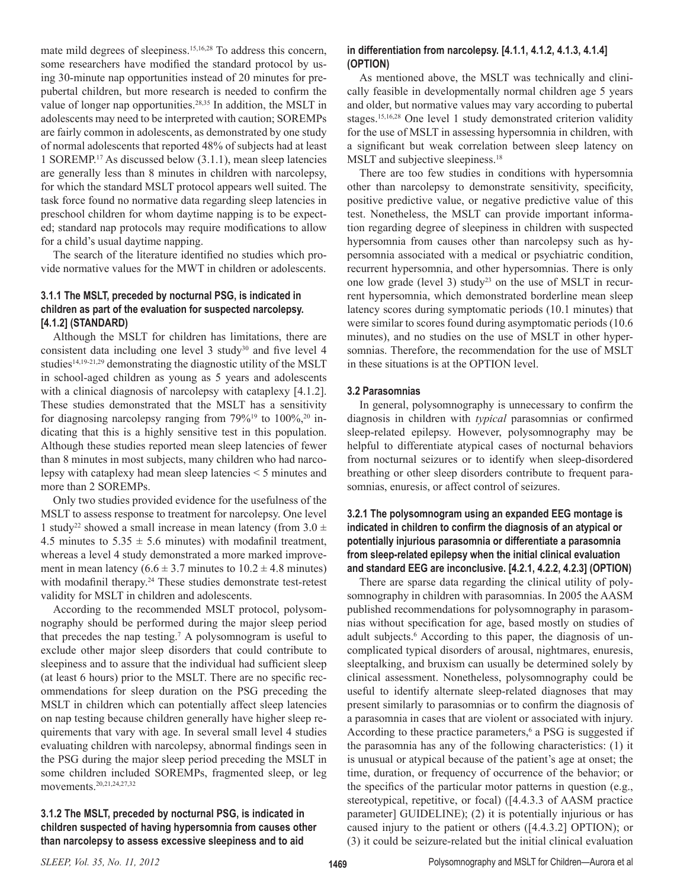mate mild degrees of sleepiness.[15,16,28] To address this concern, some researchers have modified the standard protocol by using 30-minute nap opportunities instead of 20 minutes for prepubertal children, but more research is needed to confirm the value of longer nap opportunities.[28,35] In addition, the MSLT in adolescents may need to be interpreted with caution; SOREMPs are fairly common in adolescents, as demonstrated by one study of normal adolescents that reported 48% of subjects had at least 1 SOREMP.[17] As discussed below (3.1.1), mean sleep latencies are generally less than 8 minutes in children with narcolepsy, for which the standard MSLT protocol appears well suited. The task force found no normative data regarding sleep latencies in preschool children for whom daytime napping is to be expected; standard nap protocols may require modifications to allow for a child's usual daytime napping.

The search of the literature identified no studies which provide normative values for the MWT in children or adolescents.

### 3.1.1 The MSLT, preceded by nocturnal PSG, is indicated in children as part of the evaluation for suspected narcolepsy. [4.1.2] (STANDARD)

Although the MSLT for children has limitations, there are consistent data including one level 3 study[30] and five level 4 studies[14,19-21,29] demonstrating the diagnostic utility of the MSLT in school-aged children as young as 5 years and adolescents with a clinical diagnosis of narcolepsy with cataplexy [4.1.2]. These studies demonstrated that the MSLT has a sensitivity for diagnosing narcolepsy ranging from 79%[19] to 100%,[20] indicating that this is a highly sensitive test in this population. Although these studies reported mean sleep latencies of fewer than 8 minutes in most subjects, many children who had narcolepsy with cataplexy had mean sleep latencies < 5 minutes and more than 2 SOREMPs.

Only two studies provided evidence for the usefulness of the MSLT to assess response to treatment for narcolepsy. One level 1 study[22] showed a small increase in mean latency (from $3.0 \pm 4.5$ minutes to $5.35 \pm 5.6$ minutes) with modafinil treatment, whereas a level 4 study demonstrated a more marked improvement in mean latency ($6.6 \pm 3.7$ minutes to $10.2 \pm 4.8$ minutes) with modafinil therapy.[24] These studies demonstrate test-retest validity for MSLT in children and adolescents.

According to the recommended MSLT protocol, polysomnography should be performed during the major sleep period that precedes the nap testing.[7] A polysomnogram is useful to exclude other major sleep disorders that could contribute to sleepiness and to assure that the individual had sufficient sleep (at least 6 hours) prior to the MSLT. There are no specific recommendations for sleep duration on the PSG preceding the MSLT in children which can potentially affect sleep latencies on nap testing because children generally have higher sleep requirements that vary with age. In several small level 4 studies evaluating children with narcolepsy, abnormal findings seen in the PSG during the major sleep period preceding the MSLT in some children included SOREMPs, fragmented sleep, or leg movements.[20,21,24,27,32]

### 3.1.2 The MSLT, preceded by nocturnal PSG, is indicated in children suspected of having hypersomnia from causes other than narcolepsy to assess excessive sleepiness and to aid in differentiation from narcolepsy. [4.1.1, 4.1.2, 4.1.3, 4.1.4] (OPTION)

As mentioned above, the MSLT was technically and clinically feasible in developmentally normal children age 5 years and older, but normative values may vary according to pubertal stages.[15,16,28] One level 1 study demonstrated criterion validity for the use of MSLT in assessing hypersomnia in children, with a significant but weak correlation between sleep latency on MSLT and subjective sleepiness.[18]

There are too few studies in conditions with hypersomnia other than narcolepsy to demonstrate sensitivity, specificity, positive predictive value, or negative predictive value of this test. Nonetheless, the MSLT can provide important information regarding degree of sleepiness in children with suspected hypersomnia from causes other than narcolepsy such as hypersomnia associated with a medical or psychiatric condition, recurrent hypersomnia, and other hypersomnias. There is only one low grade (level 3) study[23] on the use of MSLT in recurrent hypersomnia, which demonstrated borderline mean sleep latency scores during symptomatic periods (10.1 minutes) that were similar to scores found during asymptomatic periods (10.6 minutes), and no studies on the use of MSLT in other hypersomnias. Therefore, the recommendation for the use of MSLT in these situations is at the OPTION level.

### 3.2 Parasomnias

In general, polysomnography is unnecessary to confirm the diagnosis in children with *typical* parasomnias or confirmed sleep-related epilepsy. However, polysomnography may be helpful to differentiate atypical cases of nocturnal behaviors from nocturnal seizures or to identify when sleep-disordered breathing or other sleep disorders contribute to frequent parasomnias, enuresis, or affect control of seizures.

### 3.2.1 The polysomnogram using an expanded EEG montage is indicated in children to confirm the diagnosis of an atypical or potentially injurious parasomnia or differentiate a parasomnia from sleep-related epilepsy when the initial clinical evaluation and standard EEG are inconclusive. [4.2.1, 4.2.2, 4.2.3] (OPTION)

There are sparse data regarding the clinical utility of polysomnography in children with parasomnias. In 2005 the AASM published recommendations for polysomnography in parasomnias without specification for age, based mostly on studies of adult subjects.[6] According to this paper, the diagnosis of uncomplicated typical disorders of arousal, nightmares, enuresis, sleeptalking, and bruxism can usually be determined solely by clinical assessment. Nonetheless, polysomnography could be useful to identify alternate sleep-related diagnoses that may present similarly to parasomnias or to confirm the diagnosis of a parasomnia in cases that are violent or associated with injury. According to these practice parameters,[6] a PSG is suggested if the parasomnia has any of the following characteristics: (1) it is unusual or atypical because of the patient's age at onset; the time, duration, or frequency of occurrence of the behavior; or the specifics of the particular motor patterns in question (e.g., stereotypical, repetitive, or focal) ([4.4.3.3 of AASM practice parameter] GUIDELINE); (2) it is potentially injurious or has caused injury to the patient or others ([4.4.3.2] OPTION); or (3) it could be seizure-related but the initial clinical evaluation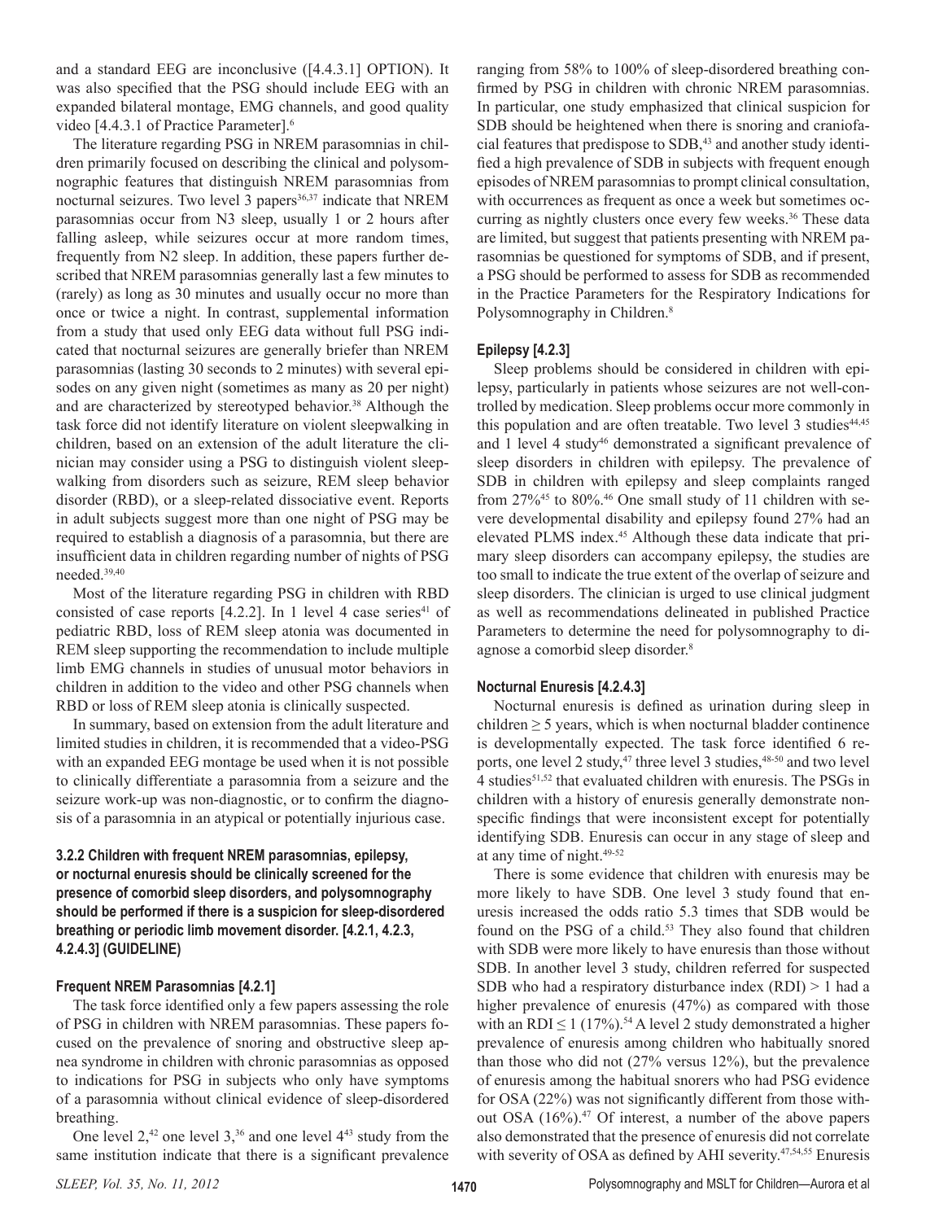and a standard EEG are inconclusive ([4.4.3.1] OPTION). It was also specified that the PSG should include EEG with an expanded bilateral montage, EMG channels, and good quality video [4.4.3.1 of Practice Parameter].[6]

The literature regarding PSG in NREM parasomnias in children primarily focused on describing the clinical and polysomnographic features that distinguish NREM parasomnias from nocturnal seizures. Two level 3 papers[36,37] indicate that NREM parasomnias occur from N3 sleep, usually 1 or 2 hours after falling asleep, while seizures occur at more random times, frequently from N2 sleep. In addition, these papers further described that NREM parasomnias generally last a few minutes to (rarely) as long as 30 minutes and usually occur no more than once or twice a night. In contrast, supplemental information from a study that used only EEG data without full PSG indicated that nocturnal seizures are generally briefer than NREM parasomnias (lasting 30 seconds to 2 minutes) with several episodes on any given night (sometimes as many as 20 per night) and are characterized by stereotyped behavior.[38] Although the task force did not identify literature on violent sleepwalking in children, based on an extension of the adult literature the clinician may consider using a PSG to distinguish violent sleepwalking from disorders such as seizure, REM sleep behavior disorder (RBD), or a sleep-related dissociative event. Reports in adult subjects suggest more than one night of PSG may be required to establish a diagnosis of a parasomnia, but there are insufficient data in children regarding number of nights of PSG needed.[39,40]

Most of the literature regarding PSG in children with RBD consisted of case reports [4.2.2]. In 1 level 4 case series[41] of pediatric RBD, loss of REM sleep atonia was documented in REM sleep supporting the recommendation to include multiple limb EMG channels in studies of unusual motor behaviors in children in addition to the video and other PSG channels when RBD or loss of REM sleep atonia is clinically suspected.

In summary, based on extension from the adult literature and limited studies in children, it is recommended that a video-PSG with an expanded EEG montage be used when it is not possible to clinically differentiate a parasomnia from a seizure and the seizure work-up was non-diagnostic, or to confirm the diagnosis of a parasomnia in an atypical or potentially injurious case.

#### 3.2.2 Children with frequent NREM parasomnias, epilepsy, or nocturnal enuresis should be clinically screened for the presence of comorbid sleep disorders, and polysomnography should be performed if there is a suspicion for sleep-disordered breathing or periodic limb movement disorder. [4.2.1, 4.2.3, 4.2.4.3] (GUIDELINE)

#### Frequent NREM Parasomnias [4.2.1]

The task force identified only a few papers assessing the role of PSG in children with NREM parasomnias. These papers focused on the prevalence of snoring and obstructive sleep apnea syndrome in children with chronic parasomnias as opposed to indications for PSG in subjects who only have symptoms of a parasomnia without clinical evidence of sleep-disordered breathing.

One level 2,[42] one level 3,[36] and one level 4[43] study from the same institution indicate that there is a significant prevalence ranging from 58% to 100% of sleep-disordered breathing confirmed by PSG in children with chronic NREM parasomnias. In particular, one study emphasized that clinical suspicion for SDB should be heightened when there is snoring and craniofacial features that predispose to SDB,[43] and another study identified a high prevalence of SDB in subjects with frequent enough episodes of NREM parasomnias to prompt clinical consultation, with occurrences as frequent as once a week but sometimes occurring as nightly clusters once every few weeks.[36] These data are limited, but suggest that patients presenting with NREM parasomnias be questioned for symptoms of SDB, and if present, a PSG should be performed to assess for SDB as recommended in the Practice Parameters for the Respiratory Indications for Polysomnography in Children.[8]

#### Epilepsy [4.2.3]

Sleep problems should be considered in children with epilepsy, particularly in patients whose seizures are not well-controlled by medication. Sleep problems occur more commonly in this population and are often treatable. Two level 3 studies[44,45] and 1 level 4 study[46] demonstrated a significant prevalence of sleep disorders in children with epilepsy. The prevalence of SDB in children with epilepsy and sleep complaints ranged from 27%[45] to 80%.[46] One small study of 11 children with severe developmental disability and epilepsy found 27% had an elevated PLMS index.[45] Although these data indicate that primary sleep disorders can accompany epilepsy, the studies are too small to indicate the true extent of the overlap of seizure and sleep disorders. The clinician is urged to use clinical judgment as well as recommendations delineated in published Practice Parameters to determine the need for polysomnography to diagnose a comorbid sleep disorder.[8]

#### Nocturnal Enuresis [4.2.4.3]

Nocturnal enuresis is defined as urination during sleep in children $\geq 5$ years, which is when nocturnal bladder continence is developmentally expected. The task force identified 6 reports, one level 2 study,[47] three level 3 studies,[48-50] and two level 4 studies[51,52] that evaluated children with enuresis. The PSGs in children with a history of enuresis generally demonstrate nonspecific findings that were inconsistent except for potentially identifying SDB. Enuresis can occur in any stage of sleep and at any time of night.[49-52]

There is some evidence that children with enuresis may be more likely to have SDB. One level 3 study found that enuresis increased the odds ratio 5.3 times that SDB would be found on the PSG of a child.[53] They also found that children with SDB were more likely to have enuresis than those without SDB. In another level 3 study, children referred for suspected SDB who had a respiratory disturbance index (RDI) > 1 had a higher prevalence of enuresis (47%) as compared with those with an RDI $\leq 1$ (17%).[54] A level 2 study demonstrated a higher prevalence of enuresis among children who habitually snored than those who did not (27% versus 12%), but the prevalence of enuresis among the habitual snorers who had PSG evidence for OSA (22%) was not significantly different from those without OSA (16%).[47] Of interest, a number of the above papers also demonstrated that the presence of enuresis did not correlate with severity of OSA as defined by AHI severity.[47,54,55] Enuresis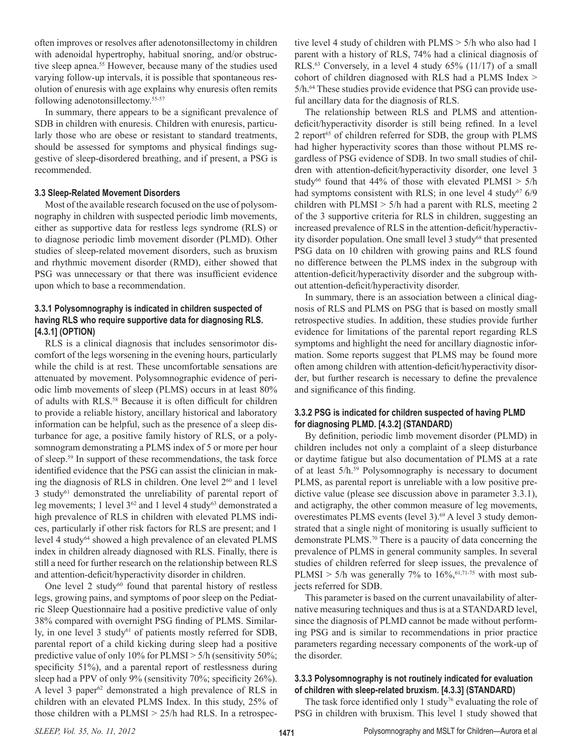often improves or resolves after adenotonsillectomy in children with adenoidal hypertrophy, habitual snoring, and/or obstructive sleep apnea.[55] However, because many of the studies used varying follow-up intervals, it is possible that spontaneous resolution of enuresis with age explains why enuresis often remits following adenotonsillectomy.[55-57]

In summary, there appears to be a significant prevalence of SDB in children with enuresis. Children with enuresis, particularly those who are obese or resistant to standard treatments, should be assessed for symptoms and physical findings suggestive of sleep-disordered breathing, and if present, a PSG is recommended.

### 3.3 Sleep-Related Movement Disorders

Most of the available research focused on the use of polysomnography in children with suspected periodic limb movements, either as supportive data for restless legs syndrome (RLS) or to diagnose periodic limb movement disorder (PLMD). Other studies of sleep-related movement disorders, such as bruxism and rhythmic movement disorder (RMD), either showed that PSG was unnecessary or that there was insufficient evidence upon which to base a recommendation.

#### 3.3.1 Polysomnography is indicated in children suspected of having RLS who require supportive data for diagnosing RLS. [4.3.1] (OPTION)

RLS is a clinical diagnosis that includes sensorimotor discomfort of the legs worsening in the evening hours, particularly while the child is at rest. These uncomfortable sensations are attenuated by movement. Polysomnographic evidence of periodic limb movements of sleep (PLMS) occurs in at least 80% of adults with RLS.[58] Because it is often difficult for children to provide a reliable history, ancillary historical and laboratory information can be helpful, such as the presence of a sleep disturbance for age, a positive family history of RLS, or a polysomnogram demonstrating a PLMS index of 5 or more per hour of sleep.[59] In support of these recommendations, the task force identified evidence that the PSG can assist the clinician in making the diagnosis of RLS in children. One level 2[60] and 1 level 3 study[61] demonstrated the unreliability of parental report of leg movements; 1 level 3[62] and 1 level 4 study[63] demonstrated a high prevalence of RLS in children with elevated PLMS indices, particularly if other risk factors for RLS are present; and 1 level 4 study[64] showed a high prevalence of an elevated PLMS index in children already diagnosed with RLS. Finally, there is still a need for further research on the relationship between RLS and attention-deficit/hyperactivity disorder in children.

One level 2 study[60] found that parental history of restless legs, growing pains, and symptoms of poor sleep on the Pediatric Sleep Questionnaire had a positive predictive value of only 38% compared with overnight PSG finding of PLMS. Similarly, in one level 3 study[61] of patients mostly referred for SDB, parental report of a child kicking during sleep had a positive predictive value of only 10% for PLMSI > 5/h (sensitivity 50%; specificity 51%), and a parental report of restlessness during sleep had a PPV of only 9% (sensitivity 70%; specificity 26%). A level 3 paper[62] demonstrated a high prevalence of RLS in children with an elevated PLMS Index. In this study, 25% of those children with a PLMSI > 25/h had RLS. In a retrospective level 4 study of children with PLMS > 5/h who also had 1 parent with a history of RLS, 74% had a clinical diagnosis of RLS.[63] Conversely, in a level 4 study 65% (11/17) of a small cohort of children diagnosed with RLS had a PLMS Index > 5/h.[64] These studies provide evidence that PSG can provide useful ancillary data for the diagnosis of RLS.

The relationship between RLS and PLMS and attention-deficit/hyperactivity disorder is still being refined. In a level 2 report[65] of children referred for SDB, the group with PLMS had higher hyperactivity scores than those without PLMS regardless of PSG evidence of SDB. In two small studies of children with attention-deficit/hyperactivity disorder, one level 3 study[66] found that 44% of those with elevated PLMSI > 5/h had symptoms consistent with RLS; in one level 4 study[67] 6/9 children with PLMSI > 5/h had a parent with RLS, meeting 2 of the 3 supportive criteria for RLS in children, suggesting an increased prevalence of RLS in the attention-deficit/hyperactivity disorder population. One small level 3 study[68] that presented PSG data on 10 children with growing pains and RLS found no difference between the PLMS index in the subgroup with attention-deficit/hyperactivity disorder and the subgroup without attention-deficit/hyperactivity disorder.

In summary, there is an association between a clinical diagnosis of RLS and PLMS on PSG that is based on mostly small retrospective studies. In addition, these studies provide further evidence for limitations of the parental report regarding RLS symptoms and highlight the need for ancillary diagnostic information. Some reports suggest that PLMS may be found more often among children with attention-deficit/hyperactivity disorder, but further research is necessary to define the prevalence and significance of this finding.

#### 3.3.2 PSG is indicated for children suspected of having PLMD for diagnosing PLMD. [4.3.2] (STANDARD)

By definition, periodic limb movement disorder (PLMD) in children includes not only a complaint of a sleep disturbance or daytime fatigue but also documentation of PLMS at a rate of at least 5/h.[59] Polysomnography is necessary to document PLMS, as parental report is unreliable with a low positive predictive value (please see discussion above in parameter 3.3.1), and actigraphy, the other common measure of leg movements, overestimates PLMS events (level 3).[69] A level 3 study demonstrated that a single night of monitoring is usually sufficient to demonstrate PLMS.[70] There is a paucity of data concerning the prevalence of PLMS in general community samples. In several studies of children referred for sleep issues, the prevalence of PLMSI > 5/h was generally 7% to 16%,[61,71-75] with most subjects referred for SDB.

This parameter is based on the current unavailability of alternative measuring techniques and thus is at a STANDARD level, since the diagnosis of PLMD cannot be made without performing PSG and is similar to recommendations in prior practice parameters regarding necessary components of the work-up of the disorder.

#### 3.3.3 Polysomnography is not routinely indicated for evaluation of children with sleep-related bruxism. [4.3.3] (STANDARD)

The task force identified only 1 study[76] evaluating the role of PSG in children with bruxism. This level 1 study showed that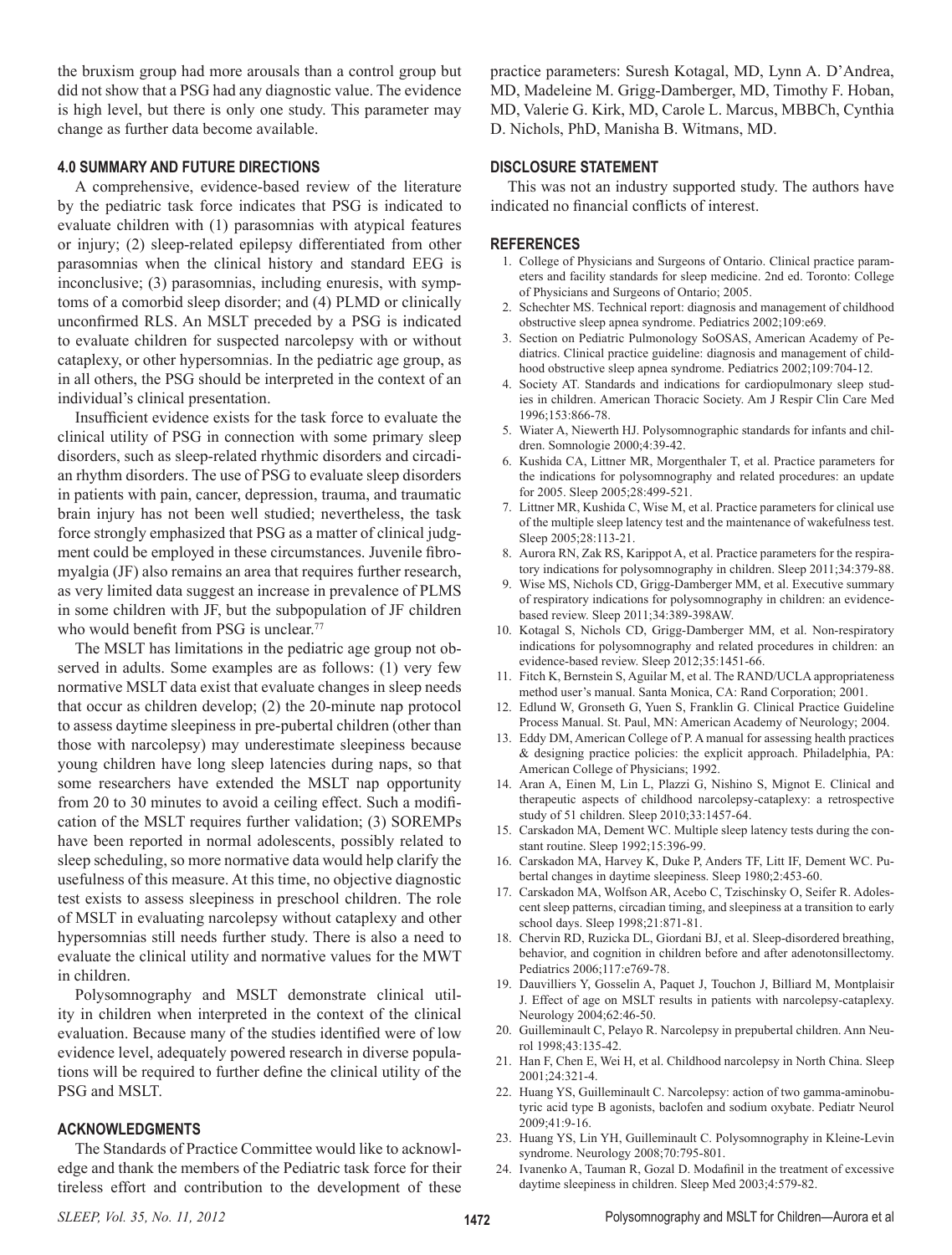the bruxism group had more arousals than a control group but did not show that a PSG had any diagnostic value. The evidence is high level, but there is only one study. This parameter may change as further data become available.

### 4.0 SUMMARY AND FUTURE DIRECTIONS

A comprehensive, evidence-based review of the literature by the pediatric task force indicates that PSG is indicated to evaluate children with (1) parasomnias with atypical features or injury; (2) sleep-related epilepsy differentiated from other parasomnias when the clinical history and standard EEG is inconclusive; (3) parasomnias, including enuresis, with symptoms of a comorbid sleep disorder; and (4) PLMD or clinically unconfirmed RLS. An MSLT preceded by a PSG is indicated to evaluate children for suspected narcolepsy with or without cataplexy, or other hypersomnias. In the pediatric age group, as in all others, the PSG should be interpreted in the context of an individual's clinical presentation.

Insufficient evidence exists for the task force to evaluate the clinical utility of PSG in connection with some primary sleep disorders, such as sleep-related rhythmic disorders and circadian rhythm disorders. The use of PSG to evaluate sleep disorders in patients with pain, cancer, depression, trauma, and traumatic brain injury has not been well studied; nevertheless, the task force strongly emphasized that PSG as a matter of clinical judgment could be employed in these circumstances. Juvenile fibromyalgia (JF) also remains an area that requires further research, as very limited data suggest an increase in prevalence of PLMS in some children with JF, but the subpopulation of JF children who would benefit from PSG is unclear.[77]

The MSLT has limitations in the pediatric age group not observed in adults. Some examples are as follows: (1) very few normative MSLT data exist that evaluate changes in sleep needs that occur as children develop; (2) the 20-minute nap protocol to assess daytime sleepiness in pre-pubertal children (other than those with narcolepsy) may underestimate sleepiness because young children have long sleep latencies during naps, so that some researchers have extended the MSLT nap opportunity from 20 to 30 minutes to avoid a ceiling effect. Such a modification of the MSLT requires further validation; (3) SOREMPs have been reported in normal adolescents, possibly related to sleep scheduling, so more normative data would help clarify the usefulness of this measure. At this time, no objective diagnostic test exists to assess sleepiness in preschool children. The role of MSLT in evaluating narcolepsy without cataplexy and other hypersomnias still needs further study. There is also a need to evaluate the clinical utility and normative values for the MWT in children.

Polysomnography and MSLT demonstrate clinical utility in children when interpreted in the context of the clinical evaluation. Because many of the studies identified were of low evidence level, adequately powered research in diverse populations will be required to further define the clinical utility of the PSG and MSLT.

### ACKNOWLEDGMENTS

The Standards of Practice Committee would like to acknowledge and thank the members of the Pediatric task force for their tireless effort and contribution to the development of these practice parameters: Suresh Kotagal, MD, Lynn A. D'Andrea, MD, Madeleine M. Grigg-Damberger, MD, Timothy F. Hoban, MD, Valerie G. Kirk, MD, Carole L. Marcus, MBBCh, Cynthia D. Nichols, PhD, Manisha B. Witmans, MD.

### DISCLOSURE STATEMENT

This was not an industry supported study. The authors have indicated no financial conflicts of interest.

### REFERENCES

1. College of Physicians and Surgeons of Ontario. Clinical practice parameters and facility standards for sleep medicine. 2nd ed. Toronto: College of Physicians and Surgeons of Ontario; 2005.
2. Schechter MS. Technical report: diagnosis and management of childhood obstructive sleep apnea syndrome. Pediatrics 2002;109:e69.
3. Section on Pediatric Pulmonology SoOSAS, American Academy of Pediatrics. Clinical practice guideline: diagnosis and management of childhood obstructive sleep apnea syndrome. Pediatrics 2002;109:704-12.
4. Society AT. Standards and indications for cardiopulmonary sleep studies in children. American Thoracic Society. Am J Respir Clin Care Med 1996;153:866-78.
5. Wiater A, Niewerth HJ. Polysomnographic standards for infants and children. Somnologie 2000;4:39-42.
6. Kushida CA, Littner MR, Morgenthaler T, et al. Practice parameters for the indications for polysomnography and related procedures: an update for 2005. Sleep 2005;28:499-521.
7. Littner MR, Kushida C, Wise M, et al. Practice parameters for clinical use of the multiple sleep latency test and the maintenance of wakefulness test. Sleep 2005;28:113-21.
8. Aurora RN, Zak RS, Karippot A, et al. Practice parameters for the respiratory indications for polysomnography in children. Sleep 2011;34:379-88.
9. Wise MS, Nichols CD, Grigg-Damberger MM, et al. Executive summary of respiratory indications for polysomnography in children: an evidence-based review. Sleep 2011;34:389-398AW.
10. Kotagal S, Nichols CD, Grigg-Damberger MM, et al. Non-respiratory indications for polysomnography and related procedures in children: an evidence-based review. Sleep 2012;35:1451-66.
11. Fitch K, Bernstein S, Aguilar M, et al. The RAND/UCLA appropriateness method user's manual. Santa Monica, CA: Rand Corporation; 2001.
12. Edlund W, Gronseth G, Yuen S, Franklin G. Clinical Practice Guideline Process Manual. St. Paul, MN: American Academy of Neurology; 2004.
13. Eddy DM, American College of P. A manual for assessing health practices & designing practice policies: the explicit approach. Philadelphia, PA: American College of Physicians; 1992.
14. Aran A, Einen M, Lin L, Plazzi G, Nishino S, Mignot E. Clinical and therapeutic aspects of childhood narcolepsy-cataplexy: a retrospective study of 51 children. Sleep 2010;33:1457-64.
15. Carskadon MA, Dement WC. Multiple sleep latency tests during the constant routine. Sleep 1992;15:396-99.
16. Carskadon MA, Harvey K, Duke P, Anders TF, Litt IF, Dement WC. Pubertal changes in daytime sleepiness. Sleep 1980;2:453-60.
17. Carskadon MA, Wolfson AR, Acebo C, Tzischinsky O, Seifer R. Adolescent sleep patterns, circadian timing, and sleepiness at a transition to early school days. Sleep 1998;21:871-81.
18. Chervin RD, Ruzicka DL, Giordani BJ, et al. Sleep-disordered breathing, behavior, and cognition in children before and after adenotonsillectomy. Pediatrics 2006;117:e769-78.
19. Dauvilliers Y, Gosselin A, Paquet J, Touchon J, Billiard M, Montplaisir J. Effect of age on MSLT results in patients with narcolepsy-cataplexy. Neurology 2004;62:46-50.
20. Guilleminault C, Pelayo R. Narcolepsy in prepubertal children. Ann Neurol 1998;43:135-42.
21. Han F, Chen E, Wei H, et al. Childhood narcolepsy in North China. Sleep 2001;24:321-4.
22. Huang YS, Guilleminault C. Narcolepsy: action of two gamma-aminobutyric acid type B agonists, baclofen and sodium oxybate. Pediatr Neurol 2009;41:9-16.
23. Huang YS, Lin YH, Guilleminault C. Polysomnography in Kleine-Levin syndrome. Neurology 2008;70:795-801.
24. Ivanenko A, Tauman R, Gozal D. Modafinil in the treatment of excessive daytime sleepiness in children. Sleep Med 2003;4:579-82.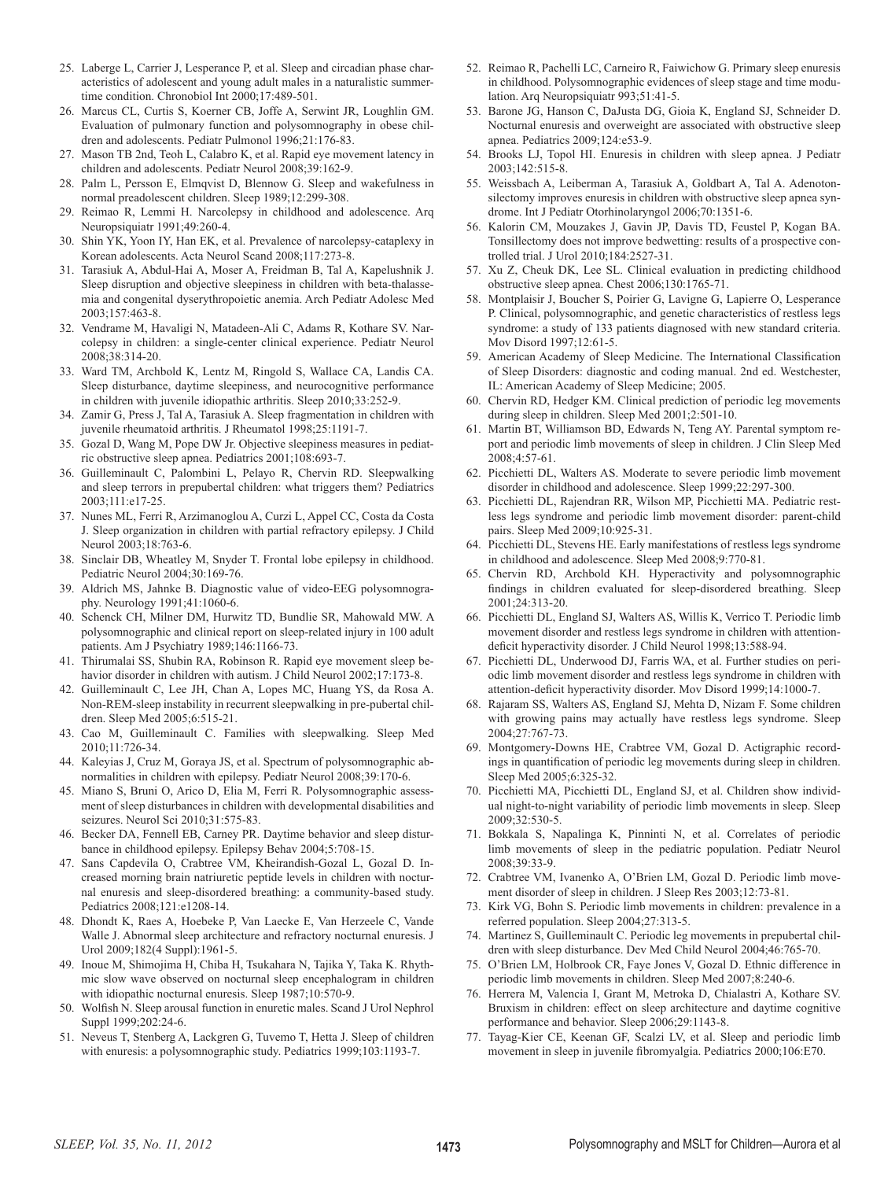25. Laberge L, Carrier J, Lesperance P, et al. Sleep and circadian phase characteristics of adolescent and young adult males in a naturalistic summertime condition. Chronobiol Int 2000;17:489-501.
26. Marcus CL, Curtis S, Koerner CB, Joffe A, Serwint JR, Loughlin GM. Evaluation of pulmonary function and polysomnography in obese children and adolescents. Pediatr Pulmonol 1996;21:176-83.
27. Mason TB 2nd, Teoh L, Calabro K, et al. Rapid eye movement latency in children and adolescents. Pediatr Neurol 2008;39:162-9.
28. Palm L, Persson E, Elmqvist D, Blennow G. Sleep and wakefulness in normal preadolescent children. Sleep 1989;12:299-308.
29. Reimao R, Lemmi H. Narcolepsy in childhood and adolescence. Arq Neuropsiquiatr 1991;49:260-4.
30. Shin YK, Yoon IY, Han EK, et al. Prevalence of narcolepsy-cataplexy in Korean adolescents. Acta Neurol Scand 2008;117:273-8.
31. Tarasiuk A, Abdul-Hai A, Moser A, Freidman B, Tal A, Kapelushnik J. Sleep disruption and objective sleepiness in children with beta-thalassemia and congenital dyserythropoietic anemia. Arch Pediatr Adolesc Med 2003;157:463-8.
32. Vendrame M, Havaligi N, Matadeen-Ali C, Adams R, Kothare SV. Narcolepsy in children: a single-center clinical experience. Pediatr Neurol 2008;38:314-20.
33. Ward TM, Archbold K, Lentz M, Ringold S, Wallace CA, Landis CA. Sleep disturbance, daytime sleepiness, and neurocognitive performance in children with juvenile idiopathic arthritis. Sleep 2010;33:252-9.
34. Zamir G, Press J, Tal A, Tarasiuk A. Sleep fragmentation in children with juvenile rheumatoid arthritis. J Rheumatol 1998;25:1191-7.
35. Gozal D, Wang M, Pope DW Jr. Objective sleepiness measures in pediatric obstructive sleep apnea. Pediatrics 2001;108:693-7.
36. Guilleminault C, Palombini L, Pelayo R, Chervin RD. Sleepwalking and sleep terrors in prepubertal children: what triggers them? Pediatrics 2003;111:e17-25.
37. Nunes ML, Ferri R, Arzimanoglou A, Curzi L, Appel CC, Costa da Costa J. Sleep organization in children with partial refractory epilepsy. J Child Neurol 2003;18:763-6.
38. Sinclair DB, Wheatley M, Snyder T. Frontal lobe epilepsy in childhood. Pediatric Neurol 2004;30:169-76.
39. Aldrich MS, Jahnke B. Diagnostic value of video-EEG polysomnography. Neurology 1991;41:1060-6.
40. Schenck CH, Milner DM, Hurwitz TD, Bundlie SR, Mahowald MW. A polysomnographic and clinical report on sleep-related injury in 100 adult patients. Am J Psychiatry 1989;146:1166-73.
41. Thirumalai SS, Shubin RA, Robinson R. Rapid eye movement sleep behavior disorder in children with autism. J Child Neurol 2002;17:173-8.
42. Guilleminault C, Lee JH, Chan A, Lopes MC, Huang YS, da Rosa A. Non-REM-sleep instability in recurrent sleepwalking in pre-pubertal children. Sleep Med 2005;6:515-21.
43. Cao M, Guilleminault C. Families with sleepwalking. Sleep Med 2010;11:726-34.
44. Kaleyias J, Cruz M, Goraya JS, et al. Spectrum of polysomnographic abnormalities in children with epilepsy. Pediatr Neurol 2008;39:170-6.
45. Miano S, Bruni O, Arico D, Elia M, Ferri R. Polysomnographic assessment of sleep disturbances in children with developmental disabilities and seizures. Neurol Sci 2010;31:575-83.
46. Becker DA, Fennell EB, Carney PR. Daytime behavior and sleep disturbance in childhood epilepsy. Epilepsy Behav 2004;5:708-15.
47. Sans Capdevila O, Crabtree VM, Kheirandish-Gozal L, Gozal D. Increased morning brain natriuretic peptide levels in children with nocturnal enuresis and sleep-disordered breathing: a community-based study. Pediatrics 2008;121:e1208-14.
48. Dhondt K, Raes A, Hoebeke P, Van Laecke E, Van Herzeele C, Vande Walle J. Abnormal sleep architecture and refractory nocturnal enuresis. J Urol 2009;182(4 Suppl):1961-5.
49. Inoue M, Shimojima H, Chiba H, Tsukahara N, Tajika Y, Taka K. Rhythmic slow wave observed on nocturnal sleep encephalogram in children with idiopathic nocturnal enuresis. Sleep 1987;10:570-9.
50. Wolfish N. Sleep arousal function in enuretic males. Scand J Urol Nephrol Suppl 1999;202:24-6.
51. Neveus T, Stenberg A, Lackgren G, Tuvemo T, Hetta J. Sleep of children with enuresis: a polysomnographic study. Pediatrics 1999;103:1193-7.
52. Reimao R, Pachelli LC, Carneiro R, Faiwichow G. Primary sleep enuresis in childhood. Polysomnographic evidences of sleep stage and time modulation. Arq Neuropsiquiatr 993;51:41-5.
53. Barone JG, Hanson C, DaJusta DG, Gioia K, England SJ, Schneider D. Nocturnal enuresis and overweight are associated with obstructive sleep apnea. Pediatrics 2009;124:e53-9.
54. Brooks LJ, Topol HI. Enuresis in children with sleep apnea. J Pediatr 2003;142:515-8.
55. Weissbach A, Leiberman A, Tarasiuk A, Goldbart A, Tal A. Adenotonsilectomy improves enuresis in children with obstructive sleep apnea syndrome. Int J Pediatr Otorhinolaryngol 2006;70:1351-6.
56. Kalorin CM, Mouzakes J, Gavin JP, Davis TD, Feustel P, Kogan BA. Tonsillectomy does not improve bedwetting: results of a prospective controlled trial. J Urol 2010;184:2527-31.
57. Xu Z, Cheuk DK, Lee SL. Clinical evaluation in predicting childhood obstructive sleep apnea. Chest 2006;130:1765-71.
58. Montplaisir J, Boucher S, Poirier G, Lavigne G, Lapierre O, Lesperance P. Clinical, polysomnographic, and genetic characteristics of restless legs syndrome: a study of 133 patients diagnosed with new standard criteria. Mov Disord 1997;12:61-5.
59. American Academy of Sleep Medicine. The International Classification of Sleep Disorders: diagnostic and coding manual. 2nd ed. Westchester, IL: American Academy of Sleep Medicine; 2005.
60. Chervin RD, Hedger KM. Clinical prediction of periodic leg movements during sleep in children. Sleep Med 2001;2:501-10.
61. Martin BT, Williamson BD, Edwards N, Teng AY. Parental symptom report and periodic limb movements of sleep in children. J Clin Sleep Med 2008;4:57-61.
62. Picchietti DL, Walters AS. Moderate to severe periodic limb movement disorder in childhood and adolescence. Sleep 1999;22:297-300.
63. Picchietti DL, Rajendran RR, Wilson MP, Picchietti MA. Pediatric restless legs syndrome and periodic limb movement disorder: parent-child pairs. Sleep Med 2009;10:925-31.
64. Picchietti DL, Stevens HE. Early manifestations of restless legs syndrome in childhood and adolescence. Sleep Med 2008;9:770-81.
65. Chervin RD, Archbold KH. Hyperactivity and polysomnographic findings in children evaluated for sleep-disordered breathing. Sleep 2001;24:313-20.
66. Picchietti DL, England SJ, Walters AS, Willis K, Verrico T. Periodic limb movement disorder and restless legs syndrome in children with attention-deficit hyperactivity disorder. J Child Neurol 1998;13:588-94.
67. Picchietti DL, Underwood DJ, Farris WA, et al. Further studies on periodic limb movement disorder and restless legs syndrome in children with attention-deficit hyperactivity disorder. Mov Disord 1999;14:1000-7.
68. Rajaram SS, Walters AS, England SJ, Mehta D, Nizam F. Some children with growing pains may actually have restless legs syndrome. Sleep 2004;27:767-73.
69. Montgomery-Downs HE, Crabtree VM, Gozal D. Actigraphic recordings in quantification of periodic leg movements during sleep in children. Sleep Med 2005;6:325-32.
70. Picchietti MA, Picchietti DL, England SJ, et al. Children show individual night-to-night variability of periodic limb movements in sleep. Sleep 2009;32:530-5.
71. Bokkala S, Napalinga K, Pinninti N, et al. Correlates of periodic limb movements of sleep in the pediatric population. Pediatr Neurol 2008;39:33-9.
72. Crabtree VM, Ivanenko A, O'Brien LM, Gozal D. Periodic limb movement disorder of sleep in children. J Sleep Res 2003;12:73-81.
73. Kirk VG, Bohn S. Periodic limb movements in children: prevalence in a referred population. Sleep 2004;27:313-5.
74. Martinez S, Guilleminault C. Periodic leg movements in prepubertal children with sleep disturbance. Dev Med Child Neurol 2004;46:765-70.
75. O'Brien LM, Holbrook CR, Faye Jones V, Gozal D. Ethnic difference in periodic limb movements in children. Sleep Med 2007;8:240-6.
76. Herrera M, Valencia I, Grant M, Metroka D, Chialastri A, Kothare SV. Bruxism in children: effect on sleep architecture and daytime cognitive performance and behavior. Sleep 2006;29:1143-8.
77. Tayag-Kier CE, Keenan GF, Scalzi LV, et al. Sleep and periodic limb movement in sleep in juvenile fibromyalgia. Pediatrics 2000;106:E70.